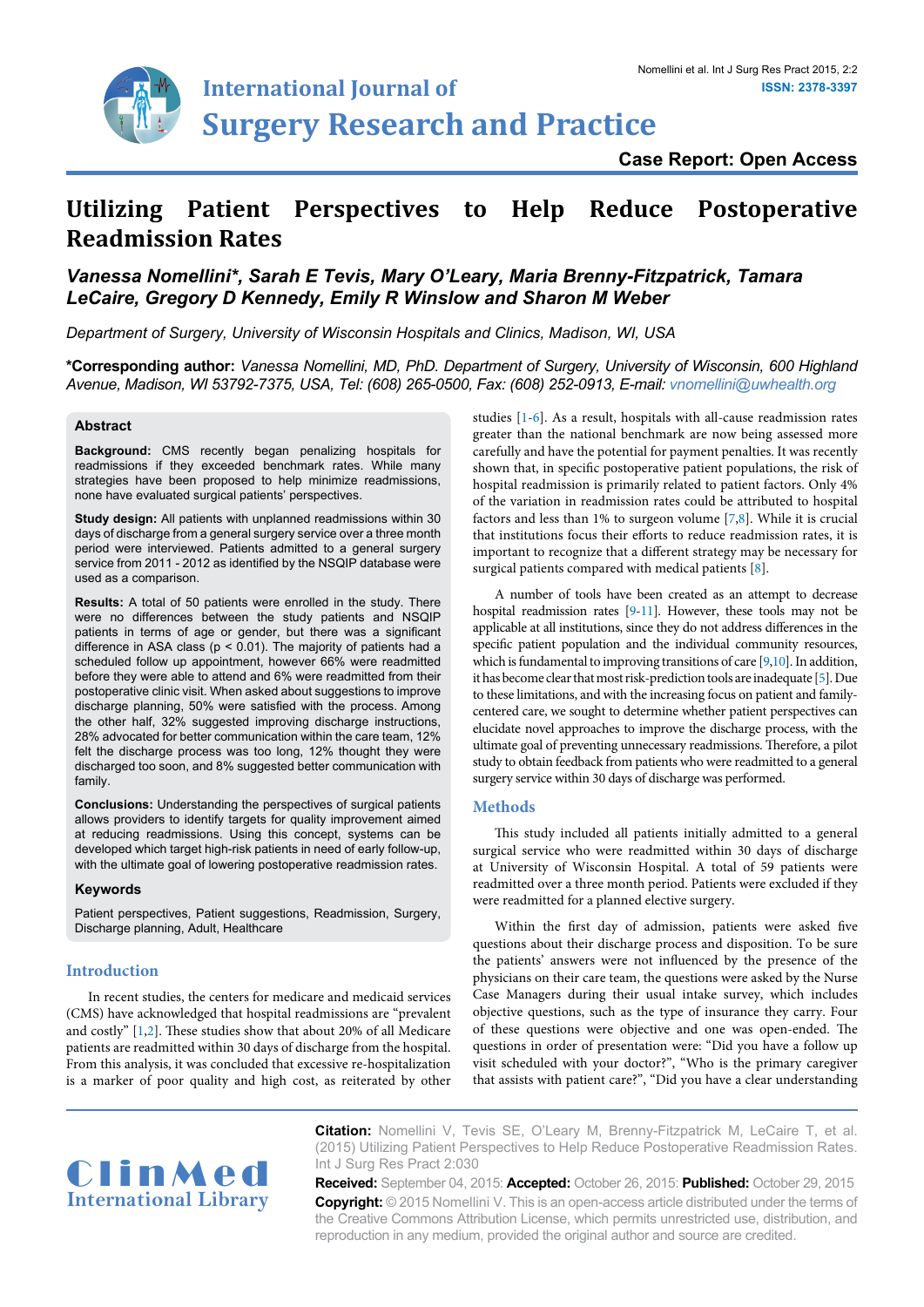# Utilizing Patient Perspectives to Help Reduce Postoperative Readmission Rates

*Vanessa Nomellini\*, Sarah E Tevis, Mary O'Leary, Maria Brenny-Fitzpatrick, Tamara LeCaire, Gregory D Kennedy, Emily R Winslow and Sharon M Weber*

*Department of Surgery, University of Wisconsin Hospitals and Clinics, Madison, WI, USA*

**\*Corresponding author:** *Vanessa Nomellini, MD, PhD. Department of Surgery, University of Wisconsin, 600 Highland Avenue, Madison, WI 53792-7375, USA, Tel: (608) 265-0500, Fax: (608) 252-0913, E-mail: vnomellini@uwhealth.org*

## Abstract

**Background:** CMS recently began penalizing hospitals for readmissions if they exceeded benchmark rates. While many strategies have been proposed to help minimize readmissions, none have evaluated surgical patients' perspectives.

**Study design:** All patients with unplanned readmissions within 30 days of discharge from a general surgery service over a three month period were interviewed. Patients admitted to a general surgery service from 2011 - 2012 as identified by the NSQIP database were used as a comparison.

**Results:** A total of 50 patients were enrolled in the study. There were no differences between the study patients and NSQIP patients in terms of age or gender, but there was a significant difference in ASA class ($p < 0.01$). The majority of patients had a scheduled follow up appointment, however 66% were readmitted before they were able to attend and 6% were readmitted from their postoperative clinic visit. When asked about suggestions to improve discharge planning, 50% were satisfied with the process. Among the other half, 32% suggested improving discharge instructions, 28% advocated for better communication within the care team, 12% felt the discharge process was too long, 12% thought they were discharged too soon, and 8% suggested better communication with family.

**Conclusions:** Understanding the perspectives of surgical patients allows providers to identify targets for quality improvement aimed at reducing readmissions. Using this concept, systems can be developed which target high-risk patients in need of early follow-up, with the ultimate goal of lowering postoperative readmission rates.

### Keywords

Patient perspectives, Patient suggestions, Readmission, Surgery, Discharge planning, Adult, Healthcare

## Introduction

In recent studies, the centers for medicare and medicaid services (CMS) have acknowledged that hospital readmissions are "prevalent and costly" [1,2]. These studies show that about 20% of all Medicare patients are readmitted within 30 days of discharge from the hospital. From this analysis, it was concluded that excessive re-hospitalization is a marker of poor quality and high cost, as reiterated by other studies [1-6]. As a result, hospitals with all-cause readmission rates greater than the national benchmark are now being assessed more carefully and have the potential for payment penalties. It was recently shown that, in specific postoperative patient populations, the risk of hospital readmission is primarily related to patient factors. Only 4% of the variation in readmission rates could be attributed to hospital factors and less than 1% to surgeon volume [7,8]. While it is crucial that institutions focus their efforts to reduce readmission rates, it is important to recognize that a different strategy may be necessary for surgical patients compared with medical patients [8].

A number of tools have been created as an attempt to decrease hospital readmission rates [9-11]. However, these tools may not be applicable at all institutions, since they do not address differences in the specific patient population and the individual community resources, which is fundamental to improving transitions of care [9,10]. In addition, it has become clear that most risk-prediction tools are inadequate [5]. Due to these limitations, and with the increasing focus on patient and family-centered care, we sought to determine whether patient perspectives can elucidate novel approaches to improve the discharge process, with the ultimate goal of preventing unnecessary readmissions. Therefore, a pilot study to obtain feedback from patients who were readmitted to a general surgery service within 30 days of discharge was performed.

## Methods

This study included all patients initially admitted to a general surgical service who were readmitted within 30 days of discharge at University of Wisconsin Hospital. A total of 59 patients were readmitted over a three month period. Patients were excluded if they were readmitted for a planned elective surgery.

Within the first day of admission, patients were asked five questions about their discharge process and disposition. To be sure the patients' answers were not influenced by the presence of the physicians on their care team, the questions were asked by the Nurse Case Managers during their usual intake survey, which includes objective questions, such as the type of insurance they carry. Four of these questions were objective and one was open-ended. The questions in order of presentation were: "Did you have a follow up visit scheduled with your doctor?", "Who is the primary caregiver that assists with patient care?", "Did you have a clear understanding

**Citation:** Nomellini V, Tevis SE, O'Leary M, Brenny-Fitzpatrick M, LeCaire T, et al. (2015) Utilizing Patient Perspectives to Help Reduce Postoperative Readmission Rates. Int J Surg Res Pract 2:030

**Received:** September 04, 2015: **Accepted:** October 26, 2015: **Published:** October 29, 2015

**Copyright:** © 2015 Nomellini V. This is an open-access article distributed under the terms of the Creative Commons Attribution License, which permits unrestricted use, distribution, and reproduction in any medium, provided the original author and source are credited.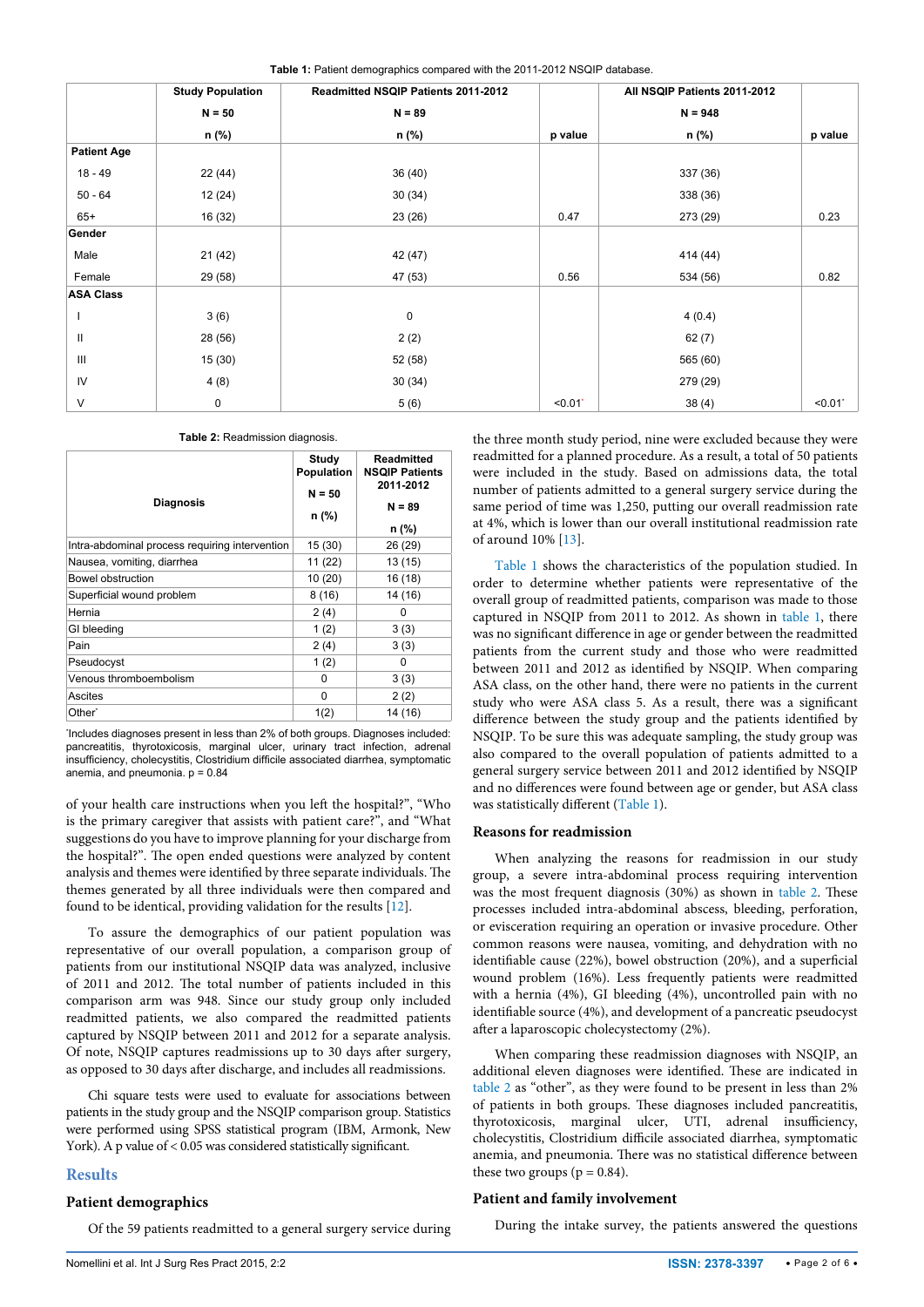**Table 1:** Patient demographics compared with the 2011-2012 NSQIP database.

| | Study Population N = 50 n (%) | Readmitted NSQIP Patients 2011-2012 N = 89 n (%) | p value | All NSQIP Patients 2011-2012 N = 948 n (%) | p value |
|---|---|---|---|---|---|
| **Patient Age** | | | | | |
| 18 - 49 | 22 (44) | 36 (40) | | 337 (36) | |
| 50 - 64 | 12 (24) | 30 (34) | | 338 (36) | |
| 65+ | 16 (32) | 23 (26) | 0.47 | 273 (29) | 0.23 |
| **Gender** | | | | | |
| Male | 21 (42) | 42 (47) | | 414 (44) | |
| Female | 29 (58) | 47 (53) | 0.56 | 534 (56) | 0.82 |
| **ASA Class** | | | | | |
| I | 3 (6) | 0 | | 4 (0.4) | |
| II | 28 (56) | 2 (2) | | 62 (7) | |
| III | 15 (30) | 52 (58) | | 565 (60) | |
| IV | 4 (8) | 30 (34) | | 279 (29) | |
| V | 0 | 5 (6) | <0.01* | 38 (4) | <0.01* |

**Table 2:** Readmission diagnosis.

| Diagnosis | Study Population N = 50 n (%) | Readmitted NSQIP Patients 2011-2012 N = 89 n (%) |
|---|---|---|
| Intra-abdominal process requiring intervention | 15 (30) | 26 (29) |
| Nausea, vomiting, diarrhea | 11 (22) | 13 (15) |
| Bowel obstruction | 10 (20) | 16 (18) |
| Superficial wound problem | 8 (16) | 14 (16) |
| Hernia | 2 (4) | 0 |
| GI bleeding | 1 (2) | 3 (3) |
| Pain | 2 (4) | 3 (3) |
| Pseudocyst | 1 (2) | 0 |
| Venous thromboembolism | 0 | 3 (3) |
| Ascites | 0 | 2 (2) |
| Other* | 1(2) | 14 (16) |

*Includes diagnoses present in less than 2% of both groups. Diagnoses included: pancreatitis, thyrotoxicosis, marginal ulcer, urinary tract infection, adrenal insufficiency, cholecystitis, Clostridium difficile associated diarrhea, symptomatic anemia, and pneumonia. p = 0.84

of your health care instructions when you left the hospital?", "Who is the primary caregiver that assists with patient care?", and "What suggestions do you have to improve planning for your discharge from the hospital?". The open ended questions were analyzed by content analysis and themes were identified by three separate individuals. The themes generated by all three individuals were then compared and found to be identical, providing validation for the results [12].

To assure the demographics of our patient population was representative of our overall population, a comparison group of patients from our institutional NSQIP data was analyzed, inclusive of 2011 and 2012. The total number of patients included in this comparison arm was 948. Since our study group only included readmitted patients, we also compared the readmitted patients captured by NSQIP between 2011 and 2012 for a separate analysis. Of note, NSQIP captures readmissions up to 30 days after surgery, as opposed to 30 days after discharge, and includes all readmissions.

Chi square tests were used to evaluate for associations between patients in the study group and the NSQIP comparison group. Statistics were performed using SPSS statistical program (IBM, Armonk, New York). A p value of $< 0.05$ was considered statistically significant.

## Results

### Patient demographics

Of the 59 patients readmitted to a general surgery service during the three month study period, nine were excluded because they were readmitted for a planned procedure. As a result, a total of 50 patients were included in the study. Based on admissions data, the total number of patients admitted to a general surgery service during the same period of time was 1,250, putting our overall readmission rate at 4%, which is lower than our overall institutional readmission rate of around 10% [13].

Table 1 shows the characteristics of the population studied. In order to determine whether patients were representative of the overall group of readmitted patients, comparison was made to those captured in NSQIP from 2011 to 2012. As shown in table 1, there was no significant difference in age or gender between the readmitted patients from the current study and those who were readmitted between 2011 and 2012 as identified by NSQIP. When comparing ASA class, on the other hand, there were no patients in the current study who were ASA class 5. As a result, there was a significant difference between the study group and the patients identified by NSQIP. To be sure this was adequate sampling, the study group was also compared to the overall population of patients admitted to a general surgery service between 2011 and 2012 identified by NSQIP and no differences were found between age or gender, but ASA class was statistically different (Table 1).

### Reasons for readmission

When analyzing the reasons for readmission in our study group, a severe intra-abdominal process requiring intervention was the most frequent diagnosis (30%) as shown in table 2. These processes included intra-abdominal abscess, bleeding, perforation, or evisceration requiring an operation or invasive procedure. Other common reasons were nausea, vomiting, and dehydration with no identifiable cause (22%), bowel obstruction (20%), and a superficial wound problem (16%). Less frequently patients were readmitted with a hernia (4%), GI bleeding (4%), uncontrolled pain with no identifiable source (4%), and development of a pancreatic pseudocyst after a laparoscopic cholecystectomy (2%).

When comparing these readmission diagnoses with NSQIP, an additional eleven diagnoses were identified. These are indicated in table 2 as "other", as they were found to be present in less than 2% of patients in both groups. These diagnoses included pancreatitis, thyrotoxicosis, marginal ulcer, UTI, adrenal insufficiency, cholecystitis, Clostridium difficile associated diarrhea, symptomatic anemia, and pneumonia. There was no statistical difference between these two groups ($p = 0.84$).

### Patient and family involvement

During the intake survey, the patients answered the questions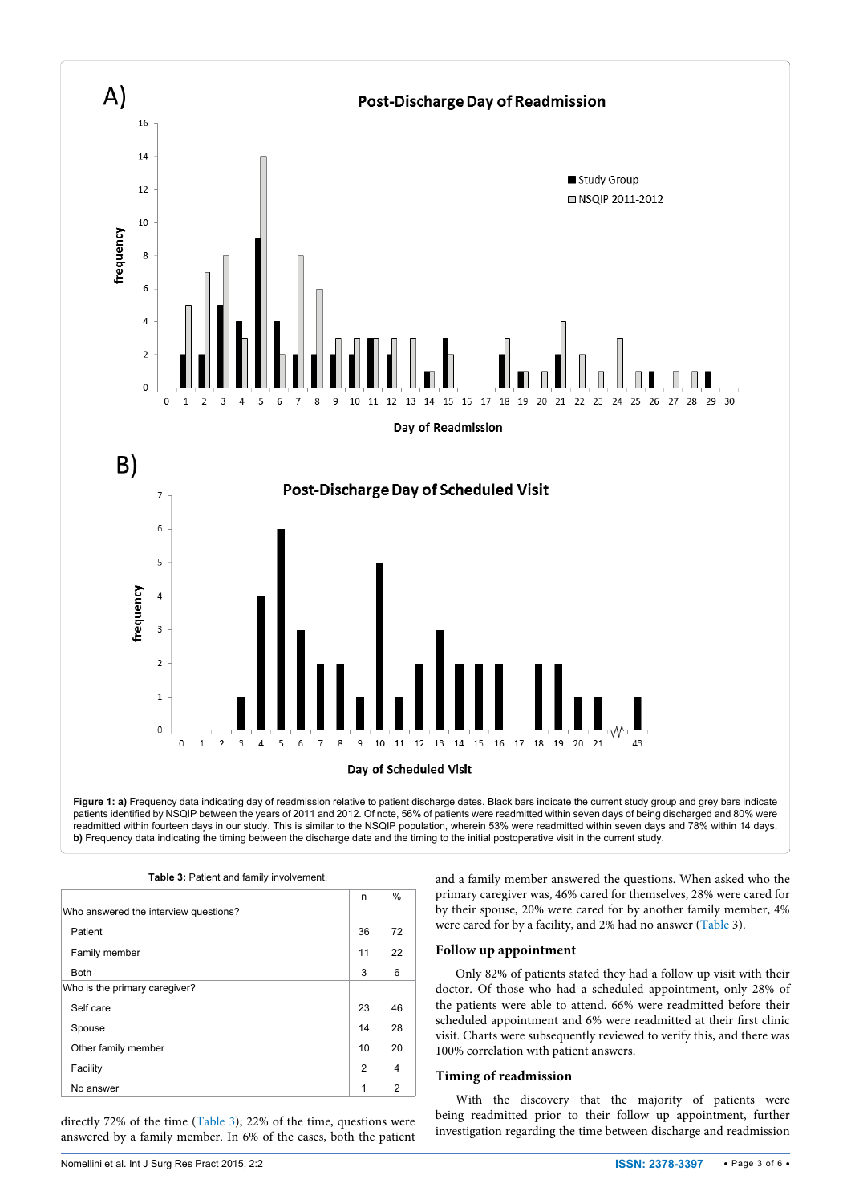**Figure 1: a)** Frequency data indicating day of readmission relative to patient discharge dates. Black bars indicate the current study group and grey bars indicate patients identified by NSQIP between the years of 2011 and 2012. Of note, 56% of patients were readmitted within seven days of being discharged and 80% were readmitted within fourteen days in our study. This is similar to the NSQIP population, wherein 53% were readmitted within seven days and 78% within 14 days. **b)** Frequency data indicating the timing between the discharge date and the timing to the initial postoperative visit in the current study.

**Table 3:** Patient and family involvement.

| | n | % |
|---|---|---|
| Who answered the interview questions? | | |
| Patient | 36 | 72 |
| Family member | 11 | 22 |
| Both | 3 | 6 |
| Who is the primary caregiver? | | |
| Self care | 23 | 46 |
| Spouse | 14 | 28 |
| Other family member | 10 | 20 |
| Facility | 2 | 4 |
| No answer | 1 | 2 |

directly 72% of the time (Table 3); 22% of the time, questions were answered by a family member. In 6% of the cases, both the patient and a family member answered the questions. When asked who the primary caregiver was, 46% cared for themselves, 28% were cared for by their spouse, 20% were cared for by another family member, 4% were cared for by a facility, and 2% had no answer (Table 3).

### Follow up appointment

Only 82% of patients stated they had a follow up visit with their doctor. Of those who had a scheduled appointment, only 28% of the patients were able to attend. 66% were readmitted before their scheduled appointment and 6% were readmitted at their first clinic visit. Charts were subsequently reviewed to verify this, and there was 100% correlation with patient answers.

### Timing of readmission

With the discovery that the majority of patients were being readmitted prior to their follow up appointment, further investigation regarding the time between discharge and readmission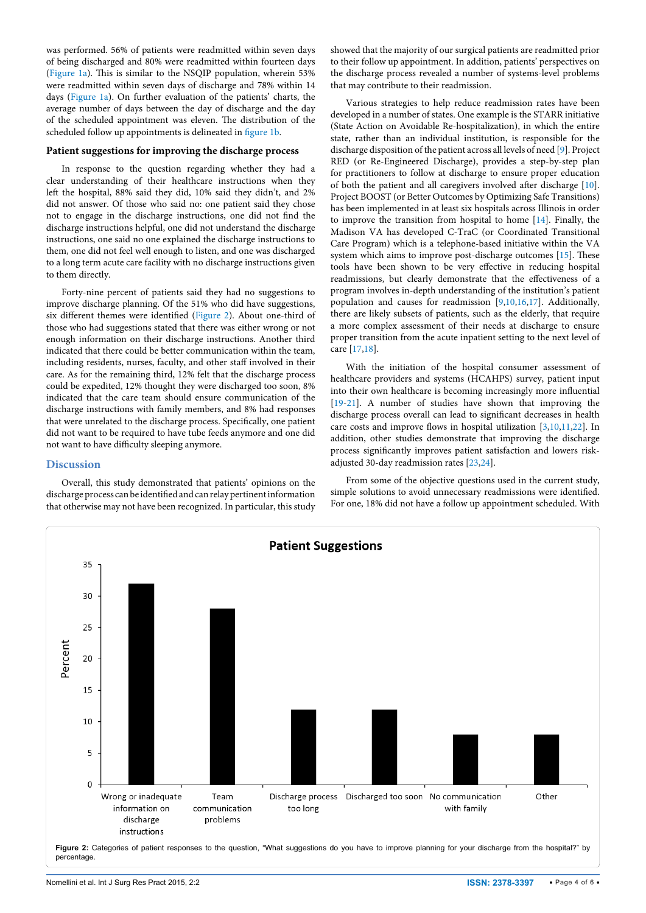was performed. 56% of patients were readmitted within seven days of being discharged and 80% were readmitted within fourteen days (Figure 1a). This is similar to the NSQIP population, wherein 53% were readmitted within seven days of discharge and 78% within 14 days (Figure 1a). On further evaluation of the patients' charts, the average number of days between the day of discharge and the day of the scheduled appointment was eleven. The distribution of the scheduled follow up appointments is delineated in figure 1b.

### Patient suggestions for improving the discharge process

In response to the question regarding whether they had a clear understanding of their healthcare instructions when they left the hospital, 88% said they did, 10% said they didn't, and 2% did not answer. Of those who said no: one patient said they chose not to engage in the discharge instructions, one did not find the discharge instructions helpful, one did not understand the discharge instructions, one said no one explained the discharge instructions to them, one did not feel well enough to listen, and one was discharged to a long term acute care facility with no discharge instructions given to them directly.

Forty-nine percent of patients said they had no suggestions to improve discharge planning. Of the 51% who did have suggestions, six different themes were identified (Figure 2). About one-third of those who had suggestions stated that there was either wrong or not enough information on their discharge instructions. Another third indicated that there could be better communication within the team, including residents, nurses, faculty, and other staff involved in their care. As for the remaining third, 12% felt that the discharge process could be expedited, 12% thought they were discharged too soon, 8% indicated that the care team should ensure communication of the discharge instructions with family members, and 8% had responses that were unrelated to the discharge process. Specifically, one patient did not want to be required to have tube feeds anymore and one did not want to have difficulty sleeping anymore.

## Discussion

Overall, this study demonstrated that patients' opinions on the discharge process can be identified and can relay pertinent information that otherwise may not have been recognized. In particular, this study showed that the majority of our surgical patients are readmitted prior to their follow up appointment. In addition, patients' perspectives on the discharge process revealed a number of systems-level problems that may contribute to their readmission.

Various strategies to help reduce readmission rates have been developed in a number of states. One example is the STARR initiative (State Action on Avoidable Re-hospitalization), in which the entire state, rather than an individual institution, is responsible for the discharge disposition of the patient across all levels of need [9]. Project RED (or Re-Engineered Discharge), provides a step-by-step plan for practitioners to follow at discharge to ensure proper education of both the patient and all caregivers involved after discharge [10]. Project BOOST (or Better Outcomes by Optimizing Safe Transitions) has been implemented in at least six hospitals across Illinois in order to improve the transition from hospital to home [14]. Finally, the Madison VA has developed C-TraC (or Coordinated Transitional Care Program) which is a telephone-based initiative within the VA system which aims to improve post-discharge outcomes [15]. These tools have been shown to be very effective in reducing hospital readmissions, but clearly demonstrate that the effectiveness of a program involves in-depth understanding of the institution's patient population and causes for readmission [9,10,16,17]. Additionally, there are likely subsets of patients, such as the elderly, that require a more complex assessment of their needs at discharge to ensure proper transition from the acute inpatient setting to the next level of care [17,18].

With the initiation of the hospital consumer assessment of healthcare providers and systems (HCAHPS) survey, patient input into their own healthcare is becoming increasingly more influential [19-21]. A number of studies have shown that improving the discharge process overall can lead to significant decreases in health care costs and improve flows in hospital utilization [3,10,11,22]. In addition, other studies demonstrate that improving the discharge process significantly improves patient satisfaction and lowers risk-adjusted 30-day readmission rates [23,24].

From some of the objective questions used in the current study, simple solutions to avoid unnecessary readmissions were identified. For one, 18% did not have a follow up appointment scheduled. With

**Figure 2:** Categories of patient responses to the question, "What suggestions do you have to improve planning for your discharge from the hospital?" by percentage.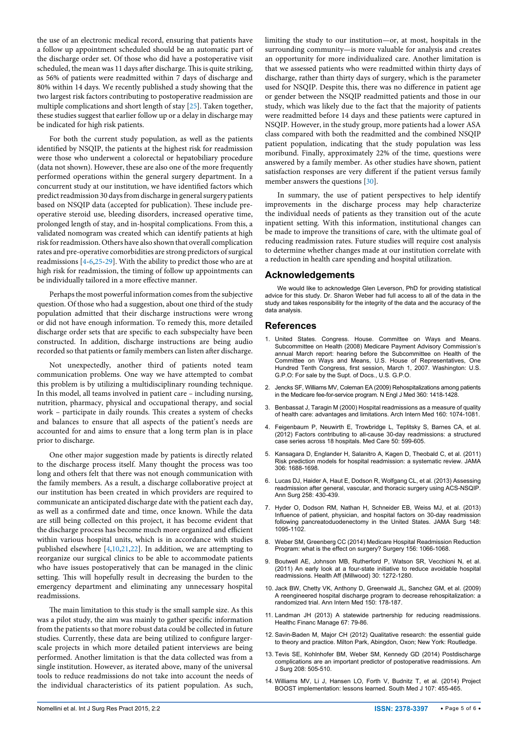the use of an electronic medical record, ensuring that patients have a follow up appointment scheduled should be an automatic part of the discharge order set. Of those who did have a postoperative visit scheduled, the mean was 11 days after discharge. This is quite striking, as 56% of patients were readmitted within 7 days of discharge and 80% within 14 days. We recently published a study showing that the two largest risk factors contributing to postoperative readmission are multiple complications and short length of stay [25]. Taken together, these studies suggest that earlier follow up or a delay in discharge may be indicated for high risk patients.

For both the current study population, as well as the patients identified by NSQIP, the patients at the highest risk for readmission were those who underwent a colorectal or hepatobiliary procedure (data not shown). However, these are also one of the more frequently performed operations within the general surgery department. In a concurrent study at our institution, we have identified factors which predict readmission 30 days from discharge in general surgery patients based on NSQIP data (accepted for publication). These include pre-operative steroid use, bleeding disorders, increased operative time, prolonged length of stay, and in-hospital complications. From this, a validated nomogram was created which can identify patients at high risk for readmission. Others have also shown that overall complication rates and pre-operative comorbidities are strong predictors of surgical readmissions [4-6,25-29]. With the ability to predict those who are at high risk for readmission, the timing of follow up appointments can be individually tailored in a more effective manner.

Perhaps the most powerful information comes from the subjective question. Of those who had a suggestion, about one third of the study population admitted that their discharge instructions were wrong or did not have enough information. To remedy this, more detailed discharge order sets that are specific to each subspecialty have been constructed. In addition, discharge instructions are being audio recorded so that patients or family members can listen after discharge.

Not unexpectedly, another third of patients noted team communication problems. One way we have attempted to combat this problem is by utilizing a multidisciplinary rounding technique. In this model, all teams involved in patient care – including nursing, nutrition, pharmacy, physical and occupational therapy, and social work – participate in daily rounds. This creates a system of checks and balances to ensure that all aspects of the patient's needs are accounted for and aims to ensure that a long term plan is in place prior to discharge.

One other major suggestion made by patients is directly related to the discharge process itself. Many thought the process was too long and others felt that there was not enough communication with the family members. As a result, a discharge collaborative project at our institution has been created in which providers are required to communicate an anticipated discharge date with the patient each day, as well as a confirmed date and time, once known. While the data are still being collected on this project, it has become evident that the discharge process has become much more organized and efficient within various hospital units, which is in accordance with studies published elsewhere [4,10,21,22]. In addition, we are attempting to reorganize our surgical clinics to be able to accommodate patients who have issues postoperatively that can be managed in the clinic setting. This will hopefully result in decreasing the burden to the emergency department and eliminating any unnecessary hospital readmissions.

The main limitation to this study is the small sample size. As this was a pilot study, the aim was mainly to gather specific information from the patients so that more robust data could be collected in future studies. Currently, these data are being utilized to configure larger-scale projects in which more detailed patient interviews are being performed. Another limitation is that the data collected was from a single institution. However, as iterated above, many of the universal tools to reduce readmissions do not take into account the needs of the individual characteristics of its patient population. As such, limiting the study to our institution—or, at most, hospitals in the surrounding community—is more valuable for analysis and creates an opportunity for more individualized care. Another limitation is that we assessed patients who were readmitted within thirty days of discharge, rather than thirty days of surgery, which is the parameter used for NSQIP. Despite this, there was no difference in patient age or gender between the NSQIP readmitted patients and those in our study, which was likely due to the fact that the majority of patients were readmitted before 14 days and these patients were captured in NSQIP. However, in the study group, more patients had a lower ASA class compared with both the readmitted and the combined NSQIP patient population, indicating that the study population was less moribund. Finally, approximately 22% of the time, questions were answered by a family member. As other studies have shown, patient satisfaction responses are very different if the patient versus family member answers the questions [30].

In summary, the use of patient perspectives to help identify improvements in the discharge process may help characterize the individual needs of patients as they transition out of the acute inpatient setting. With this information, institutional changes can be made to improve the transitions of care, with the ultimate goal of reducing readmission rates. Future studies will require cost analysis to determine whether changes made at our institution correlate with a reduction in health care spending and hospital utilization.

## Acknowledgements

We would like to acknowledge Glen Leverson, PhD for providing statistical advice for this study. Dr. Sharon Weber had full access to all of the data in the study and takes responsibility for the integrity of the data and the accuracy of the data analysis.

## References

1. United States. Congress. House. Committee on Ways and Means. Subcommittee on Health (2008) Medicare Payment Advisory Commission's annual March report: hearing before the Subcommittee on Health of the Committee on Ways and Means, U.S. House of Representatives, One Hundred Tenth Congress, first session, March 1, 2007. Washington: U.S. G.P.O: For sale by the Supt. of Docs., U.S. G.P.O.
2. Jencks SF, Williams MV, Coleman EA (2009) Rehospitalizations among patients in the Medicare fee-for-service program. N Engl J Med 360: 1418-1428.
3. Benbassat J, Taragin M (2000) Hospital readmissions as a measure of quality of health care: advantages and limitations. Arch Intern Med 160: 1074-1081.
4. Feigenbaum P, Neuwirth E, Trowbridge L, Teplitsky S, Barnes CA, et al. (2012) Factors contributing to all-cause 30-day readmissions: a structured case series across 18 hospitals. Med Care 50: 599-605.
5. Kansagara D, Englander H, Salanitro A, Kagen D, Theobald C, et al. (2011) Risk prediction models for hospital readmission: a systematic review. JAMA 306: 1688-1698.
6. Lucas DJ, Haider A, Haut E, Dodson R, Wolfgang CL, et al. (2013) Assessing readmission after general, vascular, and thoracic surgery using ACS-NSQIP. Ann Surg 258: 430-439.
7. Hyder O, Dodson RM, Nathan H, Schneider EB, Weiss MJ, et al. (2013) Influence of patient, physician, and hospital factors on 30-day readmission following pancreatoduodenectomy in the United States. JAMA Surg 148: 1095-1102.
8. Weber SM, Greenberg CC (2014) Medicare Hospital Readmission Reduction Program: what is the effect on surgery? Surgery 156: 1066-1068.
9. Boutwell AE, Johnson MB, Rutherford P, Watson SR, Vecchioni N, et al. (2011) An early look at a four-state initiative to reduce avoidable hospital readmissions. Health Aff (Millwood) 30: 1272-1280.
10. Jack BW, Chetty VK, Anthony D, Greenwald JL, Sanchez GM, et al. (2009) A reengineered hospital discharge program to decrease rehospitalization: a randomized trial. Ann Intern Med 150: 178-187.
11. Landman JH (2013) A statewide partnership for reducing readmissions. Healthc Financ Manage 67: 79-86.
12. Savin-Baden M, Major CH (2012) Qualitative research: the essential guide to theory and practice. Milton Park, Abingdon, Oxon; New York: Routledge.
13. Tevis SE, Kohlnhofer BM, Weber SM, Kennedy GD (2014) Postdischarge complications are an important predictor of postoperative readmissions. Am J Surg 208: 505-510.
14. Williams MV, Li J, Hansen LO, Forth V, Budnitz T, et al. (2014) Project BOOST implementation: lessons learned. South Med J 107: 455-465.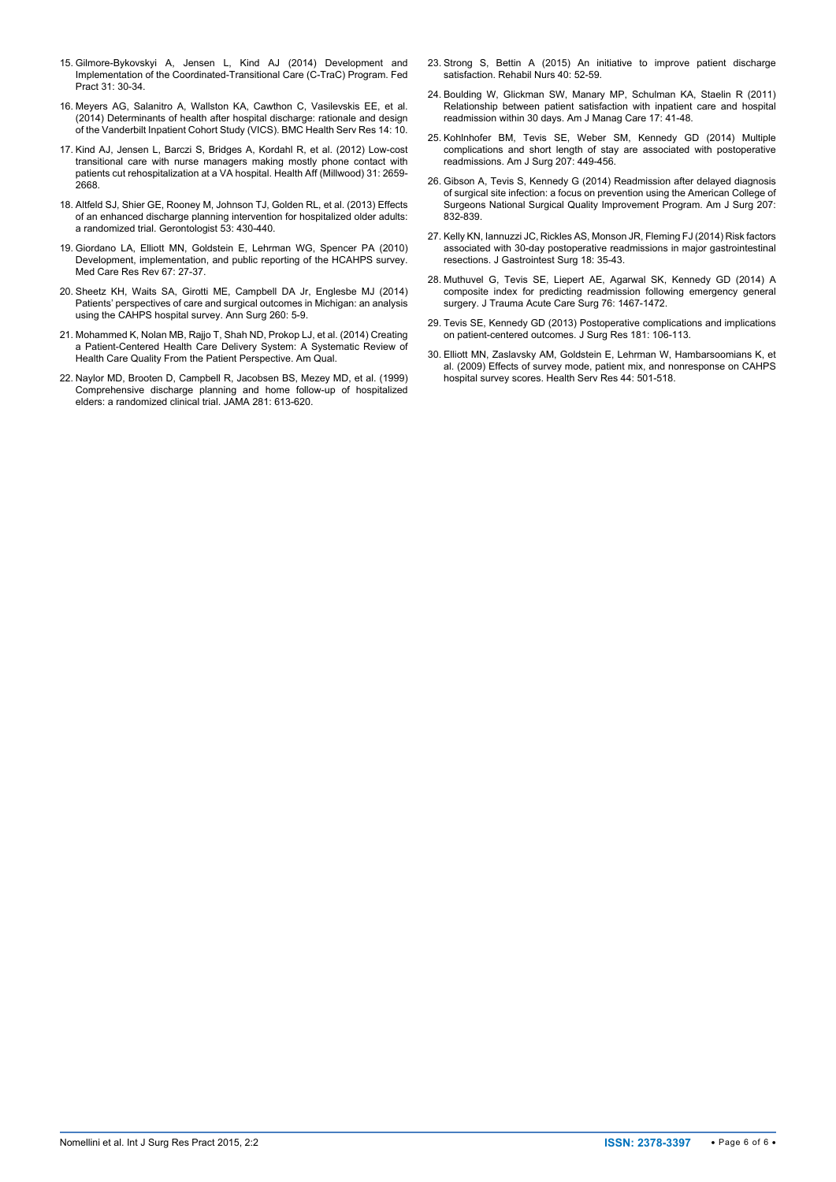15. Gilmore-Bykovskyi A, Jensen L, Kind AJ (2014) Development and Implementation of the Coordinated-Transitional Care (C-TraC) Program. Fed Pract 31: 30-34.

16. Meyers AG, Salanitro A, Wallston KA, Cawthon C, Vasilevskis EE, et al. (2014) Determinants of health after hospital discharge: rationale and design of the Vanderbilt Inpatient Cohort Study (VICS). BMC Health Serv Res 14: 10.

17. Kind AJ, Jensen L, Barczi S, Bridges A, Kordahl R, et al. (2012) Low-cost transitional care with nurse managers making mostly phone contact with patients cut rehospitalization at a VA hospital. Health Aff (Millwood) 31: 2659-2668.

18. Altfeld SJ, Shier GE, Rooney M, Johnson TJ, Golden RL, et al. (2013) Effects of an enhanced discharge planning intervention for hospitalized older adults: a randomized trial. Gerontologist 53: 430-440.

19. Giordano LA, Elliott MN, Goldstein E, Lehrman WG, Spencer PA (2010) Development, implementation, and public reporting of the HCAHPS survey. Med Care Res Rev 67: 27-37.

20. Sheetz KH, Waits SA, Girotti ME, Campbell DA Jr, Englesbe MJ (2014) Patients' perspectives of care and surgical outcomes in Michigan: an analysis using the CAHPS hospital survey. Ann Surg 260: 5-9.

21. Mohammed K, Nolan MB, Rajjo T, Shah ND, Prokop LJ, et al. (2014) Creating a Patient-Centered Health Care Delivery System: A Systematic Review of Health Care Quality From the Patient Perspective. Am Qual.

22. Naylor MD, Brooten D, Campbell R, Jacobsen BS, Mezey MD, et al. (1999) Comprehensive discharge planning and home follow-up of hospitalized elders: a randomized clinical trial. JAMA 281: 613-620.

23. Strong S, Bettin A (2015) An initiative to improve patient discharge satisfaction. Rehabil Nurs 40: 52-59.

24. Boulding W, Glickman SW, Manary MP, Schulman KA, Staelin R (2011) Relationship between patient satisfaction with inpatient care and hospital readmission within 30 days. Am J Manag Care 17: 41-48.

25. Kohlnhofer BM, Tevis SE, Weber SM, Kennedy GD (2014) Multiple complications and short length of stay are associated with postoperative readmissions. Am J Surg 207: 449-456.

26. Gibson A, Tevis S, Kennedy G (2014) Readmission after delayed diagnosis of surgical site infection: a focus on prevention using the American College of Surgeons National Surgical Quality Improvement Program. Am J Surg 207: 832-839.

27. Kelly KN, Iannuzzi JC, Rickles AS, Monson JR, Fleming FJ (2014) Risk factors associated with 30-day postoperative readmissions in major gastrointestinal resections. J Gastrointest Surg 18: 35-43.

28. Muthuvel G, Tevis SE, Liepert AE, Agarwal SK, Kennedy GD (2014) A composite index for predicting readmission following emergency general surgery. J Trauma Acute Care Surg 76: 1467-1472.

29. Tevis SE, Kennedy GD (2013) Postoperative complications and implications on patient-centered outcomes. J Surg Res 181: 106-113.

30. Elliott MN, Zaslavsky AM, Goldstein E, Lehrman W, Hambarsoomians K, et al. (2009) Effects of survey mode, patient mix, and nonresponse on CAHPS hospital survey scores. Health Serv Res 44: 501-518.